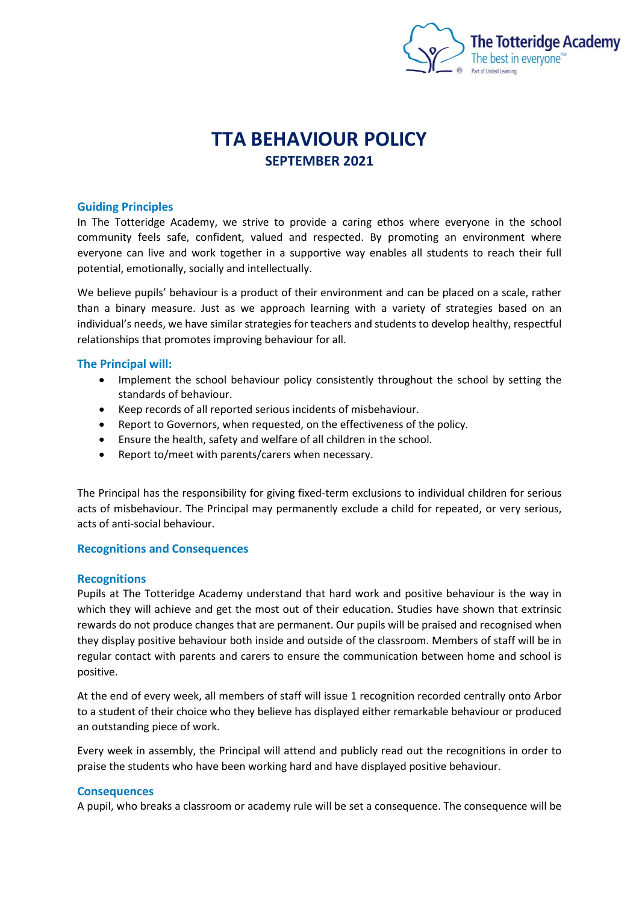# TTA BEHAVIOUR POLICY

## SEPTEMBER 2021

### Guiding Principles

In The Totteridge Academy, we strive to provide a caring ethos where everyone in the school community feels safe, confident, valued and respected. By promoting an environment where everyone can live and work together in a supportive way enables all students to reach their full potential, emotionally, socially and intellectually.

We believe pupils' behaviour is a product of their environment and can be placed on a scale, rather than a binary measure. Just as we approach learning with a variety of strategies based on an individual's needs, we have similar strategies for teachers and students to develop healthy, respectful relationships that promotes improving behaviour for all.

### The Principal will:

- Implement the school behaviour policy consistently throughout the school by setting the standards of behaviour.
- Keep records of all reported serious incidents of misbehaviour.
- Report to Governors, when requested, on the effectiveness of the policy.
- Ensure the health, safety and welfare of all children in the school.
- Report to/meet with parents/carers when necessary.

The Principal has the responsibility for giving fixed-term exclusions to individual children for serious acts of misbehaviour. The Principal may permanently exclude a child for repeated, or very serious, acts of anti-social behaviour.

### Recognitions and Consequences

### Recognitions

Pupils at The Totteridge Academy understand that hard work and positive behaviour is the way in which they will achieve and get the most out of their education. Studies have shown that extrinsic rewards do not produce changes that are permanent. Our pupils will be praised and recognised when they display positive behaviour both inside and outside of the classroom. Members of staff will be in regular contact with parents and carers to ensure the communication between home and school is positive.

At the end of every week, all members of staff will issue 1 recognition recorded centrally onto Arbor to a student of their choice who they believe has displayed either remarkable behaviour or produced an outstanding piece of work.

Every week in assembly, the Principal will attend and publicly read out the recognitions in order to praise the students who have been working hard and have displayed positive behaviour.

### Consequences

A pupil, who breaks a classroom or academy rule will be set a consequence. The consequence will be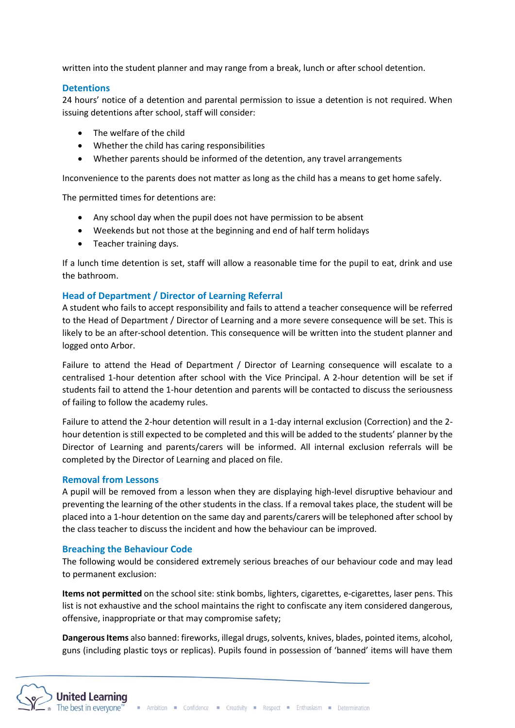written into the student planner and may range from a break, lunch or after school detention.

### Detentions

24 hours' notice of a detention and parental permission to issue a detention is not required. When issuing detentions after school, staff will consider:

- The welfare of the child
- Whether the child has caring responsibilities
- Whether parents should be informed of the detention, any travel arrangements

Inconvenience to the parents does not matter as long as the child has a means to get home safely.

The permitted times for detentions are:

- Any school day when the pupil does not have permission to be absent
- Weekends but not those at the beginning and end of half term holidays
- Teacher training days.

If a lunch time detention is set, staff will allow a reasonable time for the pupil to eat, drink and use the bathroom.

### Head of Department / Director of Learning Referral

A student who fails to accept responsibility and fails to attend a teacher consequence will be referred to the Head of Department / Director of Learning and a more severe consequence will be set. This is likely to be an after-school detention. This consequence will be written into the student planner and logged onto Arbor.

Failure to attend the Head of Department / Director of Learning consequence will escalate to a centralised 1-hour detention after school with the Vice Principal. A 2-hour detention will be set if students fail to attend the 1-hour detention and parents will be contacted to discuss the seriousness of failing to follow the academy rules.

Failure to attend the 2-hour detention will result in a 1-day internal exclusion (Correction) and the 2-hour detention is still expected to be completed and this will be added to the students' planner by the Director of Learning and parents/carers will be informed. All internal exclusion referrals will be completed by the Director of Learning and placed on file.

### Removal from Lessons

A pupil will be removed from a lesson when they are displaying high-level disruptive behaviour and preventing the learning of the other students in the class. If a removal takes place, the student will be placed into a 1-hour detention on the same day and parents/carers will be telephoned after school by the class teacher to discuss the incident and how the behaviour can be improved.

### Breaching the Behaviour Code

The following would be considered extremely serious breaches of our behaviour code and may lead to permanent exclusion:

**Items not permitted** on the school site: stink bombs, lighters, cigarettes, e-cigarettes, laser pens. This list is not exhaustive and the school maintains the right to confiscate any item considered dangerous, offensive, inappropriate or that may compromise safety;

**Dangerous Items** also banned: fireworks, illegal drugs, solvents, knives, blades, pointed items, alcohol, guns (including plastic toys or replicas). Pupils found in possession of 'banned' items will have them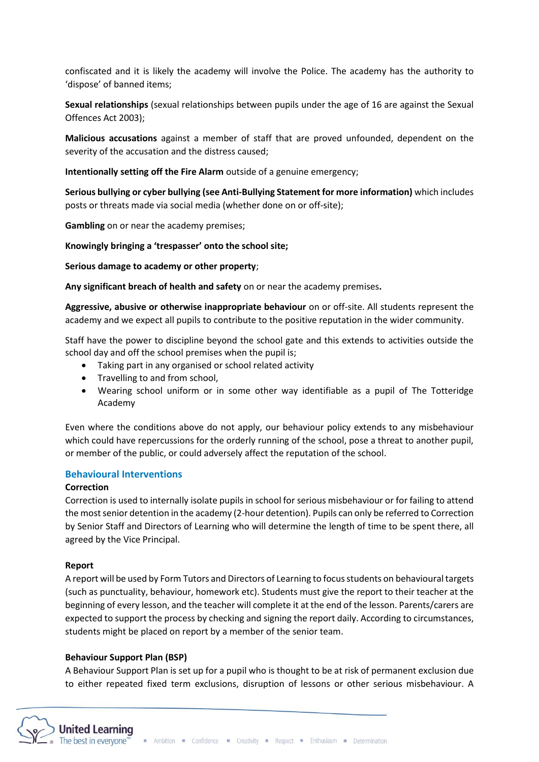confiscated and it is likely the academy will involve the Police. The academy has the authority to 'dispose' of banned items;

**Sexual relationships** (sexual relationships between pupils under the age of 16 are against the Sexual Offences Act 2003);

**Malicious accusations** against a member of staff that are proved unfounded, dependent on the severity of the accusation and the distress caused;

**Intentionally setting off the Fire Alarm** outside of a genuine emergency;

**Serious bullying or cyber bullying (see Anti-Bullying Statement for more information)** which includes posts or threats made via social media (whether done on or off-site);

**Gambling** on or near the academy premises;

**Knowingly bringing a 'trespasser' onto the school site;**

**Serious damage to academy or other property**;

**Any significant breach of health and safety** on or near the academy premises**.**

**Aggressive, abusive or otherwise inappropriate behaviour** on or off-site. All students represent the academy and we expect all pupils to contribute to the positive reputation in the wider community.

Staff have the power to discipline beyond the school gate and this extends to activities outside the school day and off the school premises when the pupil is;

- Taking part in any organised or school related activity
- Travelling to and from school,
- Wearing school uniform or in some other way identifiable as a pupil of The Totteridge Academy

Even where the conditions above do not apply, our behaviour policy extends to any misbehaviour which could have repercussions for the orderly running of the school, pose a threat to another pupil, or member of the public, or could adversely affect the reputation of the school.

## Behavioural Interventions

**Correction**

Correction is used to internally isolate pupils in school for serious misbehaviour or for failing to attend the most senior detention in the academy (2-hour detention). Pupils can only be referred to Correction by Senior Staff and Directors of Learning who will determine the length of time to be spent there, all agreed by the Vice Principal.

**Report**

A report will be used by Form Tutors and Directors of Learning to focus students on behavioural targets (such as punctuality, behaviour, homework etc). Students must give the report to their teacher at the beginning of every lesson, and the teacher will complete it at the end of the lesson. Parents/carers are expected to support the process by checking and signing the report daily. According to circumstances, students might be placed on report by a member of the senior team.

**Behaviour Support Plan (BSP)**

A Behaviour Support Plan is set up for a pupil who is thought to be at risk of permanent exclusion due to either repeated fixed term exclusions, disruption of lessons or other serious misbehaviour. A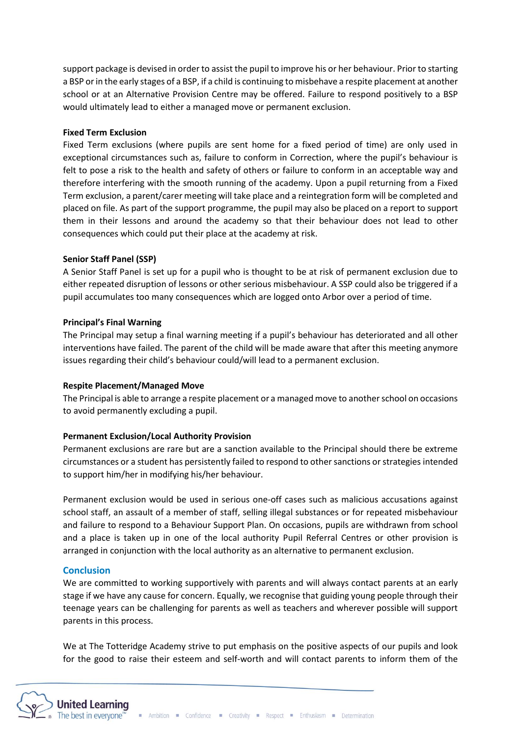support package is devised in order to assist the pupil to improve his or her behaviour. Prior to starting a BSP or in the early stages of a BSP, if a child is continuing to misbehave a respite placement at another school or at an Alternative Provision Centre may be offered. Failure to respond positively to a BSP would ultimately lead to either a managed move or permanent exclusion.

**Fixed Term Exclusion**

Fixed Term exclusions (where pupils are sent home for a fixed period of time) are only used in exceptional circumstances such as, failure to conform in Correction, where the pupil's behaviour is felt to pose a risk to the health and safety of others or failure to conform in an acceptable way and therefore interfering with the smooth running of the academy. Upon a pupil returning from a Fixed Term exclusion, a parent/carer meeting will take place and a reintegration form will be completed and placed on file. As part of the support programme, the pupil may also be placed on a report to support them in their lessons and around the academy so that their behaviour does not lead to other consequences which could put their place at the academy at risk.

**Senior Staff Panel (SSP)**

A Senior Staff Panel is set up for a pupil who is thought to be at risk of permanent exclusion due to either repeated disruption of lessons or other serious misbehaviour. A SSP could also be triggered if a pupil accumulates too many consequences which are logged onto Arbor over a period of time.

**Principal's Final Warning**

The Principal may setup a final warning meeting if a pupil's behaviour has deteriorated and all other interventions have failed. The parent of the child will be made aware that after this meeting anymore issues regarding their child's behaviour could/will lead to a permanent exclusion.

**Respite Placement/Managed Move**

The Principal is able to arrange a respite placement or a managed move to another school on occasions to avoid permanently excluding a pupil.

**Permanent Exclusion/Local Authority Provision**

Permanent exclusions are rare but are a sanction available to the Principal should there be extreme circumstances or a student has persistently failed to respond to other sanctions or strategies intended to support him/her in modifying his/her behaviour.

Permanent exclusion would be used in serious one-off cases such as malicious accusations against school staff, an assault of a member of staff, selling illegal substances or for repeated misbehaviour and failure to respond to a Behaviour Support Plan. On occasions, pupils are withdrawn from school and a place is taken up in one of the local authority Pupil Referral Centres or other provision is arranged in conjunction with the local authority as an alternative to permanent exclusion.

## Conclusion

We are committed to working supportively with parents and will always contact parents at an early stage if we have any cause for concern. Equally, we recognise that guiding young people through their teenage years can be challenging for parents as well as teachers and wherever possible will support parents in this process.

We at The Totteridge Academy strive to put emphasis on the positive aspects of our pupils and look for the good to raise their esteem and self-worth and will contact parents to inform them of the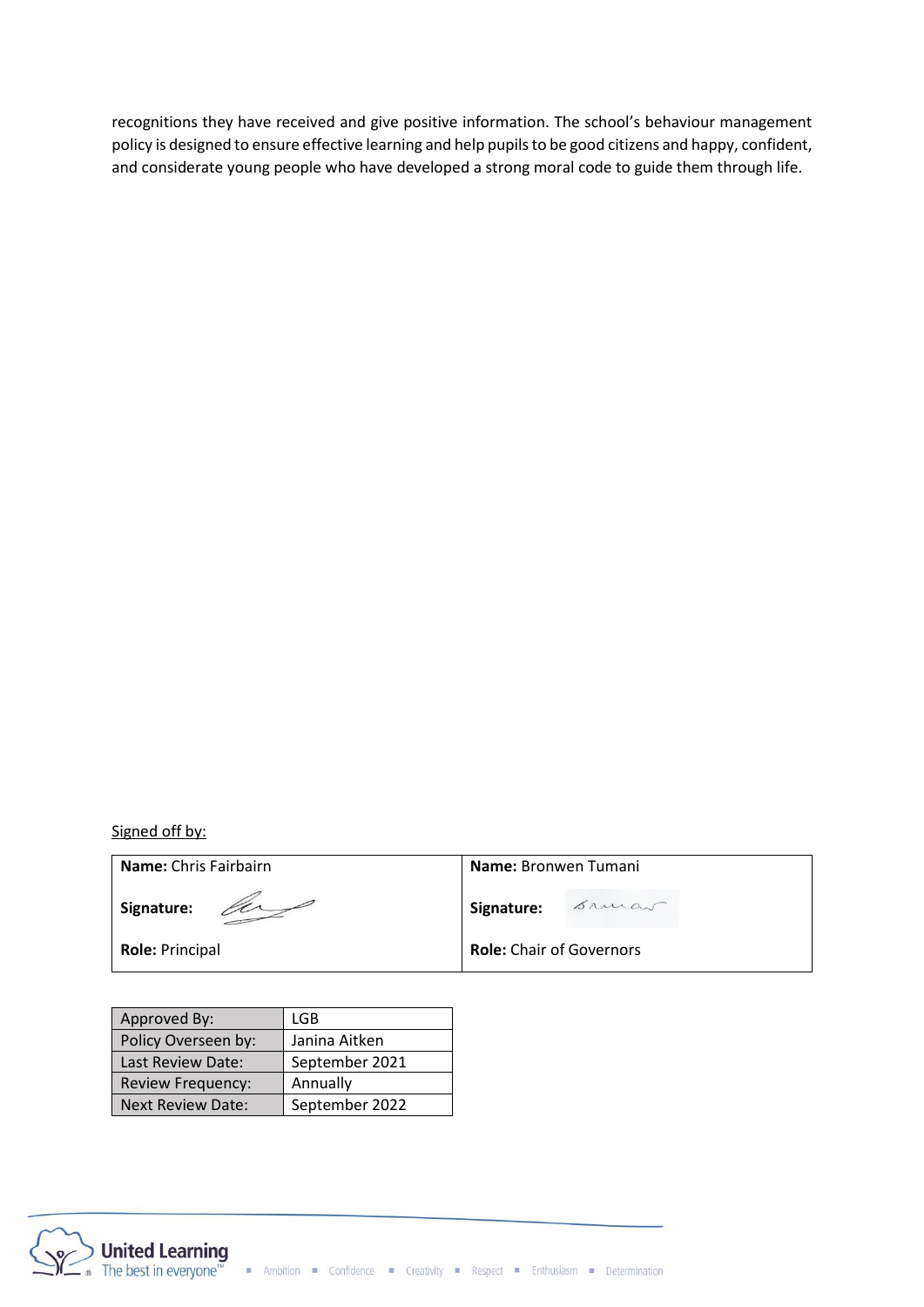recognitions they have received and give positive information. The school's behaviour management policy is designed to ensure effective learning and help pupils to be good citizens and happy, confident, and considerate young people who have developed a strong moral code to guide them through life.

Signed off by:

| | |
|---|---|
| **Name:** Chris Fairbairn<br><br>**Signature:**<br><br>**Role:** Principal | **Name:** Bronwen Tumani<br><br>**Signature:**<br><br>**Role:** Chair of Governors |

| | |
|---|---|
| Approved By: | LGB |
| Policy Overseen by: | Janina Aitken |
| Last Review Date: | September 2021 |
| Review Frequency: | Annually |
| Next Review Date: | September 2022 |